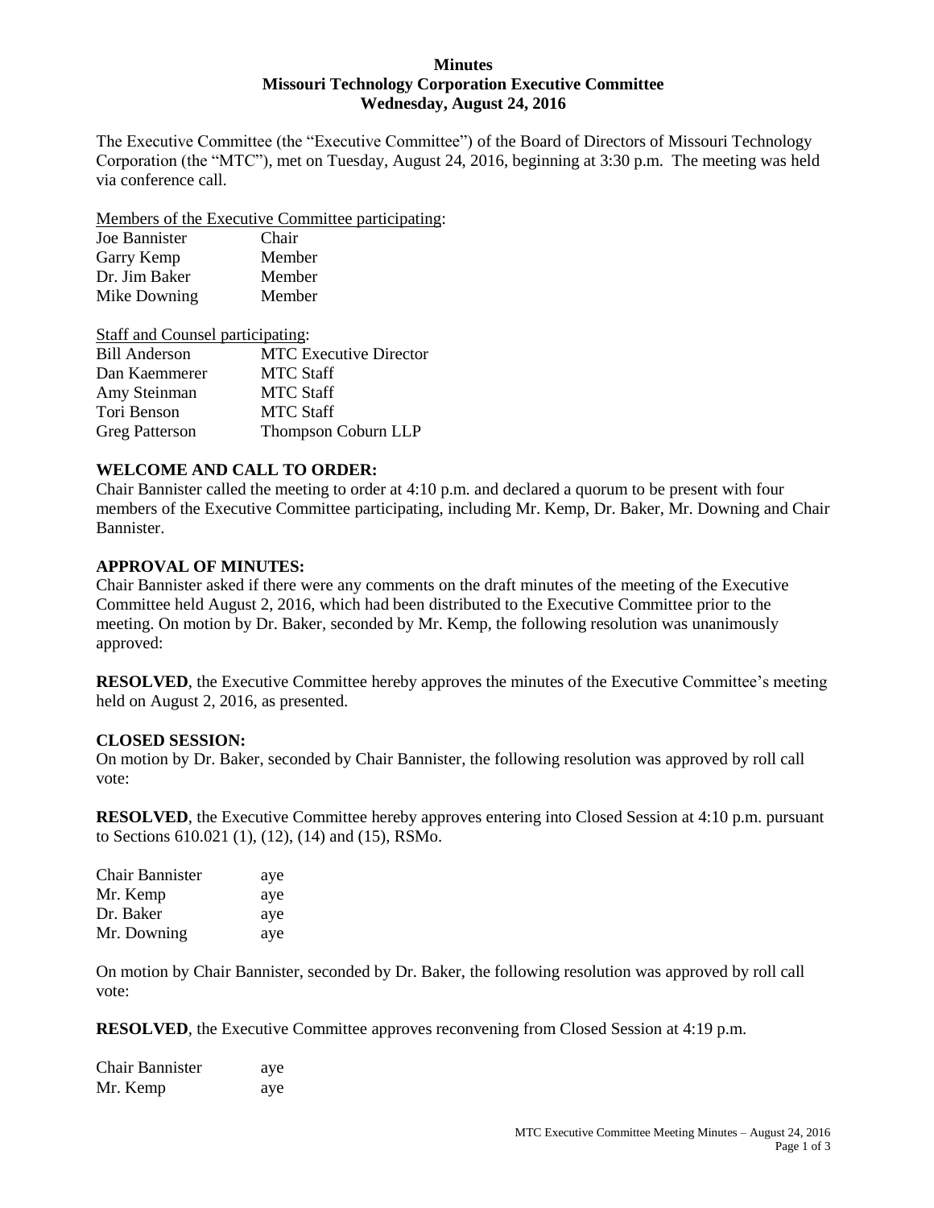**Minutes**
**Missouri Technology Corporation Executive Committee**
**Wednesday, August 24, 2016**

The Executive Committee (the "Executive Committee") of the Board of Directors of Missouri Technology Corporation (the "MTC"), met on Tuesday, August 24, 2016, beginning at 3:30 p.m. The meeting was held via conference call.

Members of the Executive Committee participating:

| | |
|---|---|
| Joe Bannister | Chair |
| Garry Kemp | Member |
| Dr. Jim Baker | Member |
| Mike Downing | Member |

Staff and Counsel participating:

| | |
|---|---|
| Bill Anderson | MTC Executive Director |
| Dan Kaemmerer | MTC Staff |
| Amy Steinman | MTC Staff |
| Tori Benson | MTC Staff |
| Greg Patterson | Thompson Coburn LLP |

**WELCOME AND CALL TO ORDER:**
Chair Bannister called the meeting to order at 4:10 p.m. and declared a quorum to be present with four members of the Executive Committee participating, including Mr. Kemp, Dr. Baker, Mr. Downing and Chair Bannister.

**APPROVAL OF MINUTES:**
Chair Bannister asked if there were any comments on the draft minutes of the meeting of the Executive Committee held August 2, 2016, which had been distributed to the Executive Committee prior to the meeting. On motion by Dr. Baker, seconded by Mr. Kemp, the following resolution was unanimously approved:

**RESOLVED**, the Executive Committee hereby approves the minutes of the Executive Committee's meeting held on August 2, 2016, as presented.

**CLOSED SESSION:**
On motion by Dr. Baker, seconded by Chair Bannister, the following resolution was approved by roll call vote:

**RESOLVED**, the Executive Committee hereby approves entering into Closed Session at 4:10 p.m. pursuant to Sections 610.021 (1), (12), (14) and (15), RSMo.

| | |
|---|---|
| Chair Bannister | aye |
| Mr. Kemp | aye |
| Dr. Baker | aye |
| Mr. Downing | aye |

On motion by Chair Bannister, seconded by Dr. Baker, the following resolution was approved by roll call vote:

**RESOLVED**, the Executive Committee approves reconvening from Closed Session at 4:19 p.m.

| | |
|---|---|
| Chair Bannister | aye |
| Mr. Kemp | aye |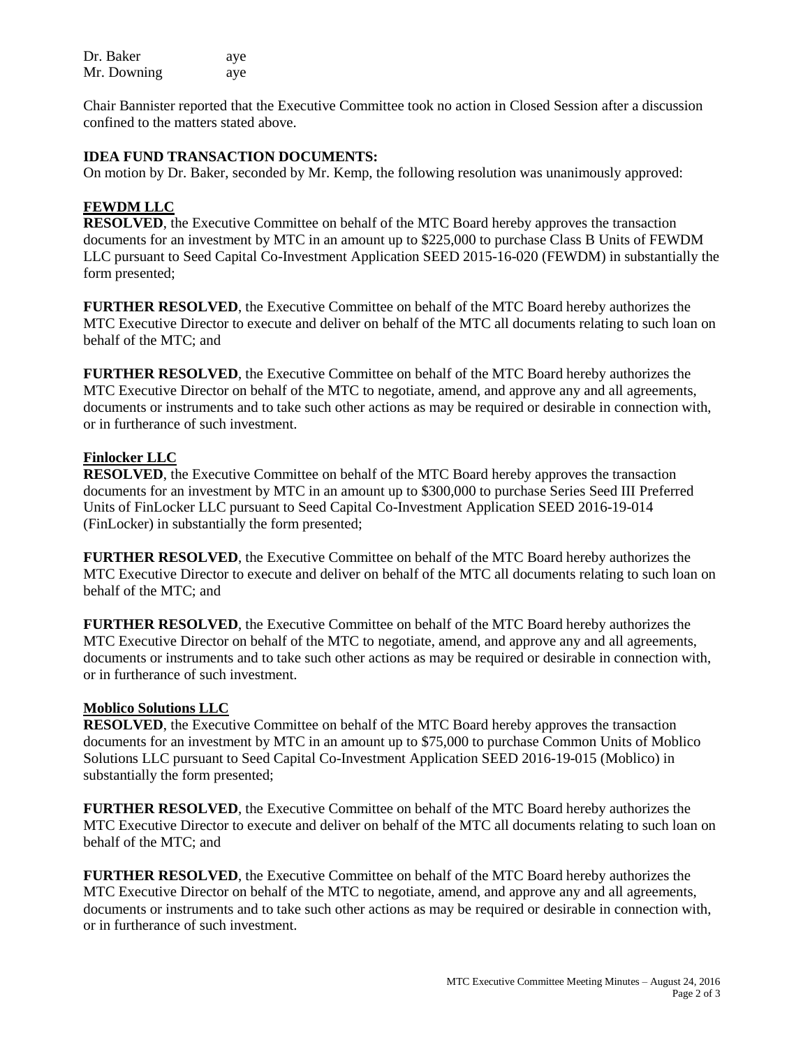| | |
|---|---|
| Dr. Baker | aye |
| Mr. Downing | aye |

Chair Bannister reported that the Executive Committee took no action in Closed Session after a discussion confined to the matters stated above.

**IDEA FUND TRANSACTION DOCUMENTS:**

On motion by Dr. Baker, seconded by Mr. Kemp, the following resolution was unanimously approved:

**FEWDM LLC**

**RESOLVED**, the Executive Committee on behalf of the MTC Board hereby approves the transaction documents for an investment by MTC in an amount up to $225,000 to purchase Class B Units of FEWDM LLC pursuant to Seed Capital Co-Investment Application SEED 2015-16-020 (FEWDM) in substantially the form presented;

**FURTHER RESOLVED**, the Executive Committee on behalf of the MTC Board hereby authorizes the MTC Executive Director to execute and deliver on behalf of the MTC all documents relating to such loan on behalf of the MTC; and

**FURTHER RESOLVED**, the Executive Committee on behalf of the MTC Board hereby authorizes the MTC Executive Director on behalf of the MTC to negotiate, amend, and approve any and all agreements, documents or instruments and to take such other actions as may be required or desirable in connection with, or in furtherance of such investment.

**Finlocker LLC**

**RESOLVED**, the Executive Committee on behalf of the MTC Board hereby approves the transaction documents for an investment by MTC in an amount up to $300,000 to purchase Series Seed III Preferred Units of FinLocker LLC pursuant to Seed Capital Co-Investment Application SEED 2016-19-014 (FinLocker) in substantially the form presented;

**FURTHER RESOLVED**, the Executive Committee on behalf of the MTC Board hereby authorizes the MTC Executive Director to execute and deliver on behalf of the MTC all documents relating to such loan on behalf of the MTC; and

**FURTHER RESOLVED**, the Executive Committee on behalf of the MTC Board hereby authorizes the MTC Executive Director on behalf of the MTC to negotiate, amend, and approve any and all agreements, documents or instruments and to take such other actions as may be required or desirable in connection with, or in furtherance of such investment.

**Moblico Solutions LLC**

**RESOLVED**, the Executive Committee on behalf of the MTC Board hereby approves the transaction documents for an investment by MTC in an amount up to $75,000 to purchase Common Units of Moblico Solutions LLC pursuant to Seed Capital Co-Investment Application SEED 2016-19-015 (Moblico) in substantially the form presented;

**FURTHER RESOLVED**, the Executive Committee on behalf of the MTC Board hereby authorizes the MTC Executive Director to execute and deliver on behalf of the MTC all documents relating to such loan on behalf of the MTC; and

**FURTHER RESOLVED**, the Executive Committee on behalf of the MTC Board hereby authorizes the MTC Executive Director on behalf of the MTC to negotiate, amend, and approve any and all agreements, documents or instruments and to take such other actions as may be required or desirable in connection with, or in furtherance of such investment.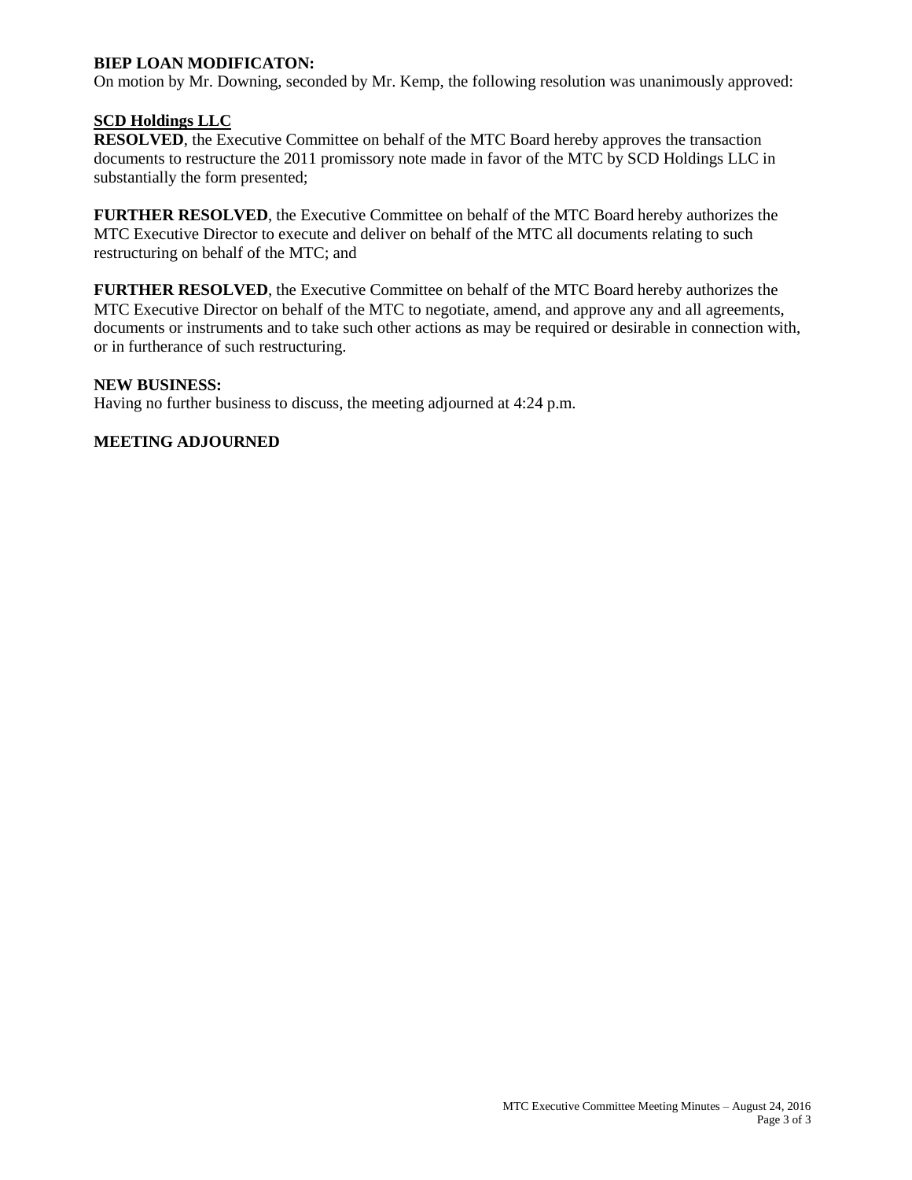**BIEP LOAN MODIFICATON:**

On motion by Mr. Downing, seconded by Mr. Kemp, the following resolution was unanimously approved:

**SCD Holdings LLC**

**RESOLVED**, the Executive Committee on behalf of the MTC Board hereby approves the transaction documents to restructure the 2011 promissory note made in favor of the MTC by SCD Holdings LLC in substantially the form presented;

**FURTHER RESOLVED**, the Executive Committee on behalf of the MTC Board hereby authorizes the MTC Executive Director to execute and deliver on behalf of the MTC all documents relating to such restructuring on behalf of the MTC; and

**FURTHER RESOLVED**, the Executive Committee on behalf of the MTC Board hereby authorizes the MTC Executive Director on behalf of the MTC to negotiate, amend, and approve any and all agreements, documents or instruments and to take such other actions as may be required or desirable in connection with, or in furtherance of such restructuring.

**NEW BUSINESS:**

Having no further business to discuss, the meeting adjourned at 4:24 p.m.

**MEETING ADJOURNED**